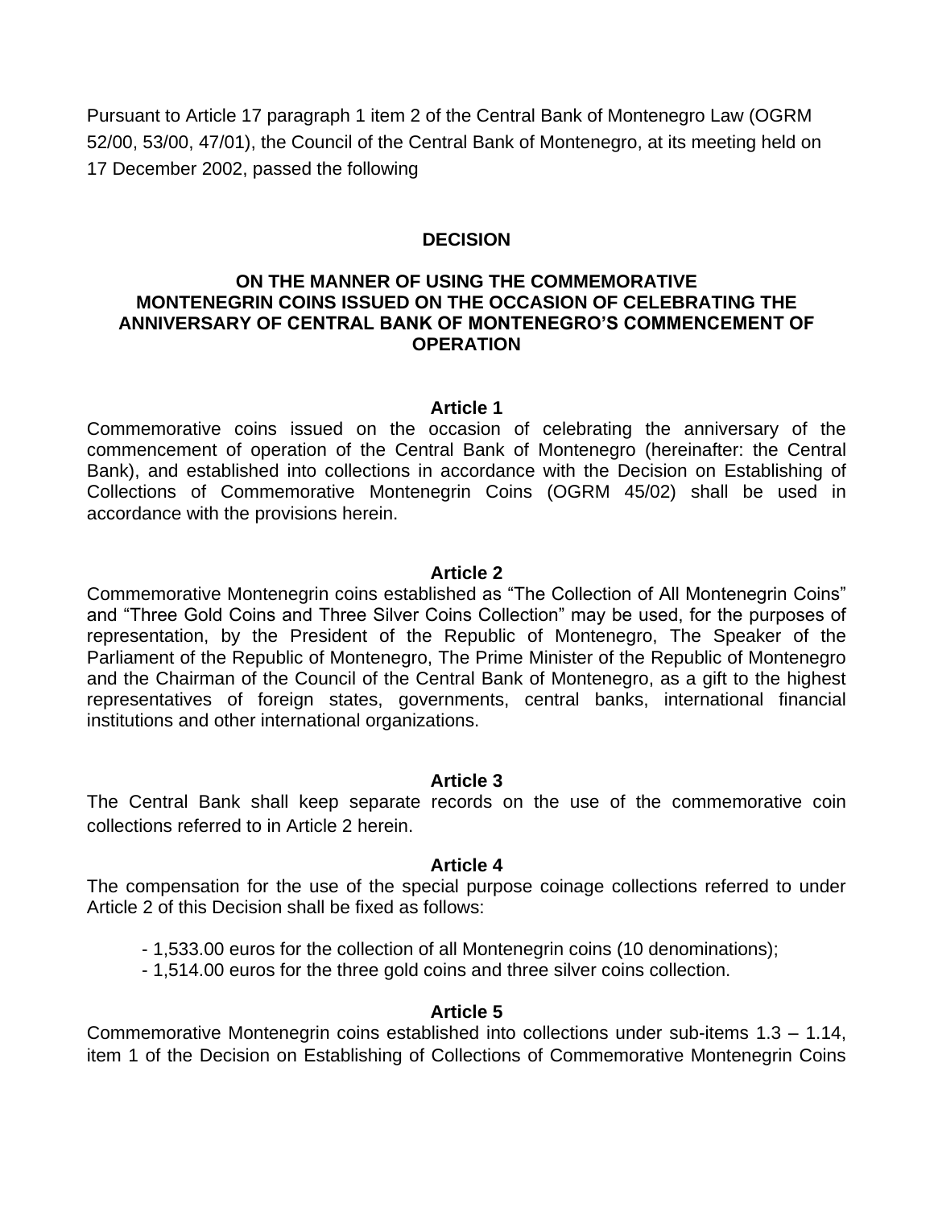Pursuant to Article 17 paragraph 1 item 2 of the Central Bank of Montenegro Law (OGRM 52/00, 53/00, 47/01), the Council of the Central Bank of Montenegro, at its meeting held on 17 December 2002, passed the following

# DECISION

## ON THE MANNER OF USING THE COMMEMORATIVE MONTENEGRIN COINS ISSUED ON THE OCCASION OF CELEBRATING THE ANNIVERSARY OF CENTRAL BANK OF MONTENEGRO'S COMMENCEMENT OF OPERATION

### Article 1

Commemorative coins issued on the occasion of celebrating the anniversary of the commencement of operation of the Central Bank of Montenegro (hereinafter: the Central Bank), and established into collections in accordance with the Decision on Establishing of Collections of Commemorative Montenegrin Coins (OGRM 45/02) shall be used in accordance with the provisions herein.

### Article 2

Commemorative Montenegrin coins established as "The Collection of All Montenegrin Coins" and "Three Gold Coins and Three Silver Coins Collection" may be used, for the purposes of representation, by the President of the Republic of Montenegro, The Speaker of the Parliament of the Republic of Montenegro, The Prime Minister of the Republic of Montenegro and the Chairman of the Council of the Central Bank of Montenegro, as a gift to the highest representatives of foreign states, governments, central banks, international financial institutions and other international organizations.

### Article 3

The Central Bank shall keep separate records on the use of the commemorative coin collections referred to in Article 2 herein.

### Article 4

The compensation for the use of the special purpose coinage collections referred to under Article 2 of this Decision shall be fixed as follows:

- 1,533.00 euros for the collection of all Montenegrin coins (10 denominations);
- 1,514.00 euros for the three gold coins and three silver coins collection.

### Article 5

Commemorative Montenegrin coins established into collections under sub-items 1.3 – 1.14, item 1 of the Decision on Establishing of Collections of Commemorative Montenegrin Coins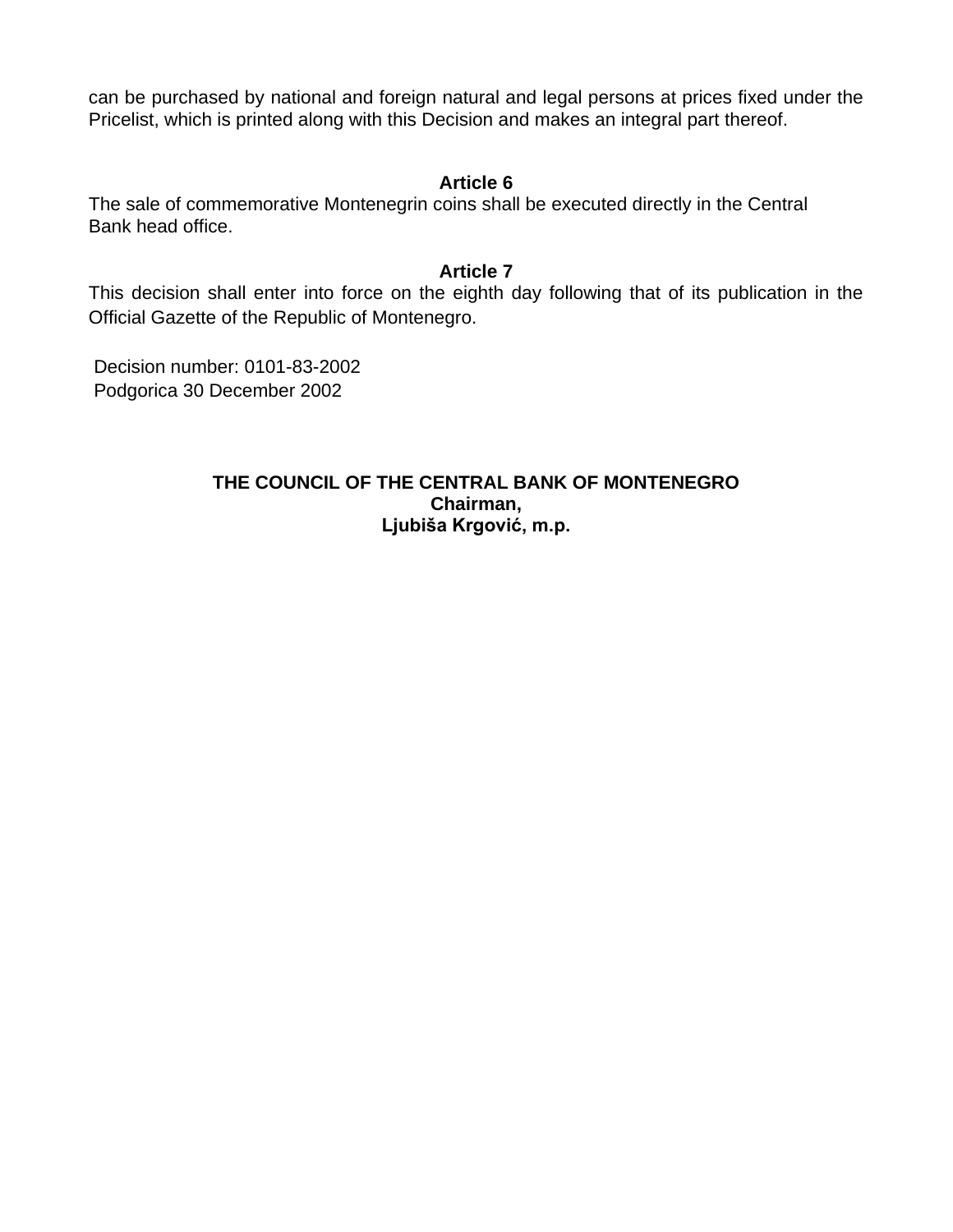can be purchased by national and foreign natural and legal persons at prices fixed under the Pricelist, which is printed along with this Decision and makes an integral part thereof.

**Article 6**

The sale of commemorative Montenegrin coins shall be executed directly in the Central Bank head office.

**Article 7**

This decision shall enter into force on the eighth day following that of its publication in the Official Gazette of the Republic of Montenegro.

Decision number: 0101-83-2002
Podgorica 30 December 2002

**THE COUNCIL OF THE CENTRAL BANK OF MONTENEGRO**
**Chairman,**
**Ljubiša Krgović, m.p.**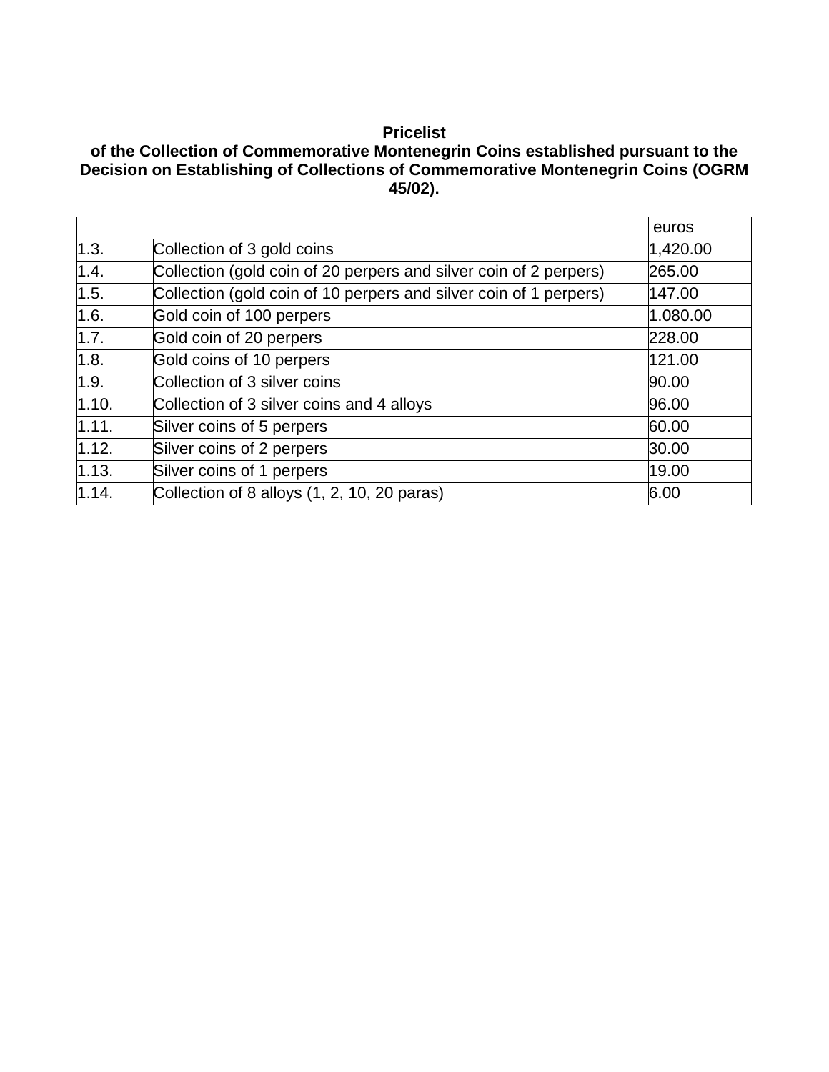**Pricelist**
**of the Collection of Commemorative Montenegrin Coins established pursuant to the Decision on Establishing of Collections of Commemorative Montenegrin Coins (OGRM 45/02).**

| | | euros |
|---|---|---|
| 1.3. | Collection of 3 gold coins | 1,420.00 |
| 1.4. | Collection (gold coin of 20 perpers and silver coin of 2 perpers) | 265.00 |
| 1.5. | Collection (gold coin of 10 perpers and silver coin of 1 perpers) | 147.00 |
| 1.6. | Gold coin of 100 perpers | 1.080.00 |
| 1.7. | Gold coin of 20 perpers | 228.00 |
| 1.8. | Gold coins of 10 perpers | 121.00 |
| 1.9. | Collection of 3 silver coins | 90.00 |
| 1.10. | Collection of 3 silver coins and 4 alloys | 96.00 |
| 1.11. | Silver coins of 5 perpers | 60.00 |
| 1.12. | Silver coins of 2 perpers | 30.00 |
| 1.13. | Silver coins of 1 perpers | 19.00 |
| 1.14. | Collection of 8 alloys (1, 2, 10, 20 paras) | 6.00 |